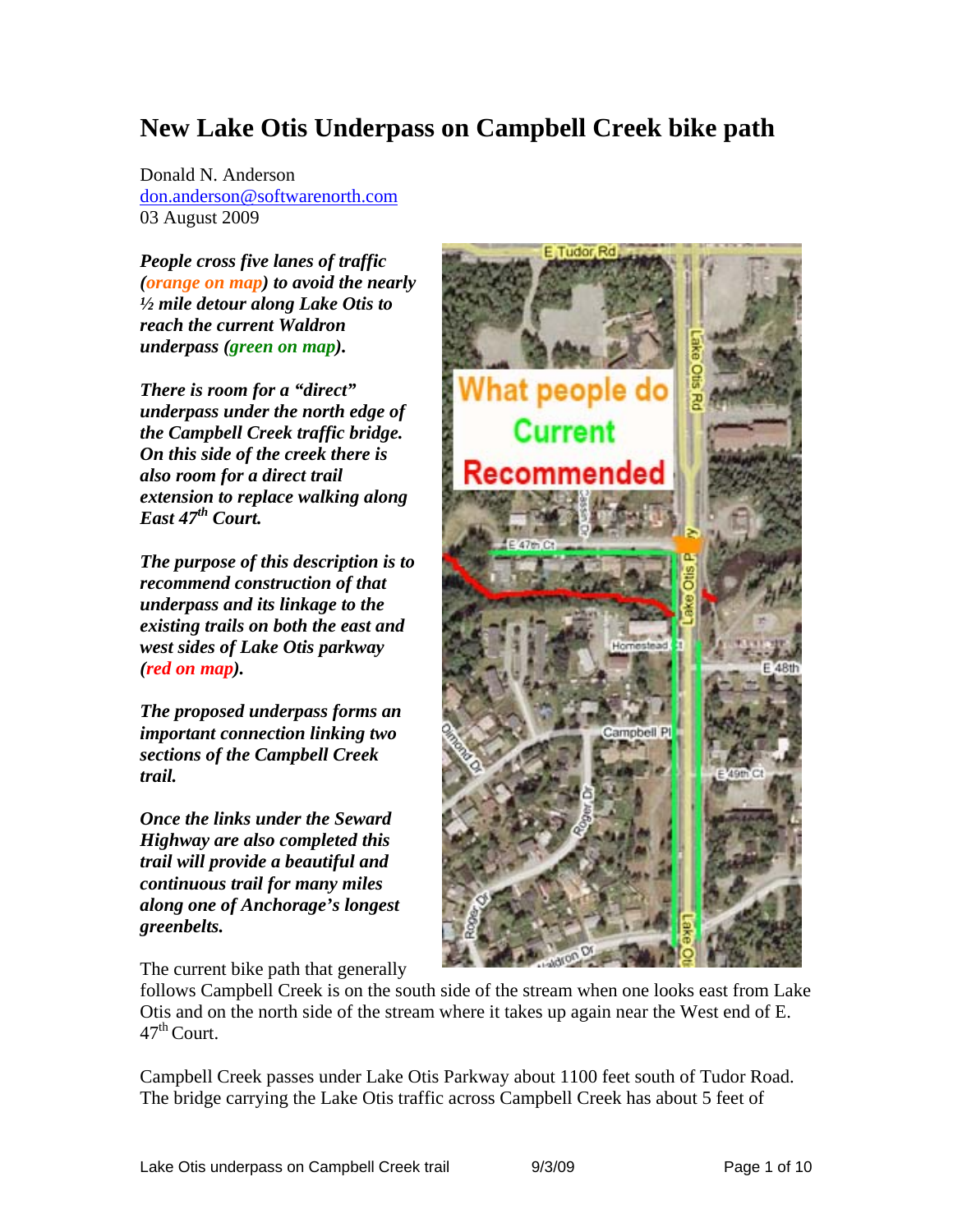# New Lake Otis Underpass on Campbell Creek bike path

Donald N. Anderson
don.anderson@softwarenorth.com
03 August 2009

***People cross five lanes of traffic (orange on map) to avoid the nearly ½ mile detour along Lake Otis to reach the current Waldron underpass (green on map).***

***There is room for a "direct" underpass under the north edge of the Campbell Creek traffic bridge. On this side of the creek there is also room for a direct trail extension to replace walking along East 47th Court.***

***The purpose of this description is to recommend construction of that underpass and its linkage to the existing trails on both the east and west sides of Lake Otis parkway (red on map).***

***The proposed underpass forms an important connection linking two sections of the Campbell Creek trail.***

***Once the links under the Seward Highway are also completed this trail will provide a beautiful and continuous trail for many miles along one of Anchorage's longest greenbelts.***

The current bike path that generally follows Campbell Creek is on the south side of the stream when one looks east from Lake Otis and on the north side of the stream where it takes up again near the West end of E. 47th Court.

Campbell Creek passes under Lake Otis Parkway about 1100 feet south of Tudor Road. The bridge carrying the Lake Otis traffic across Campbell Creek has about 5 feet of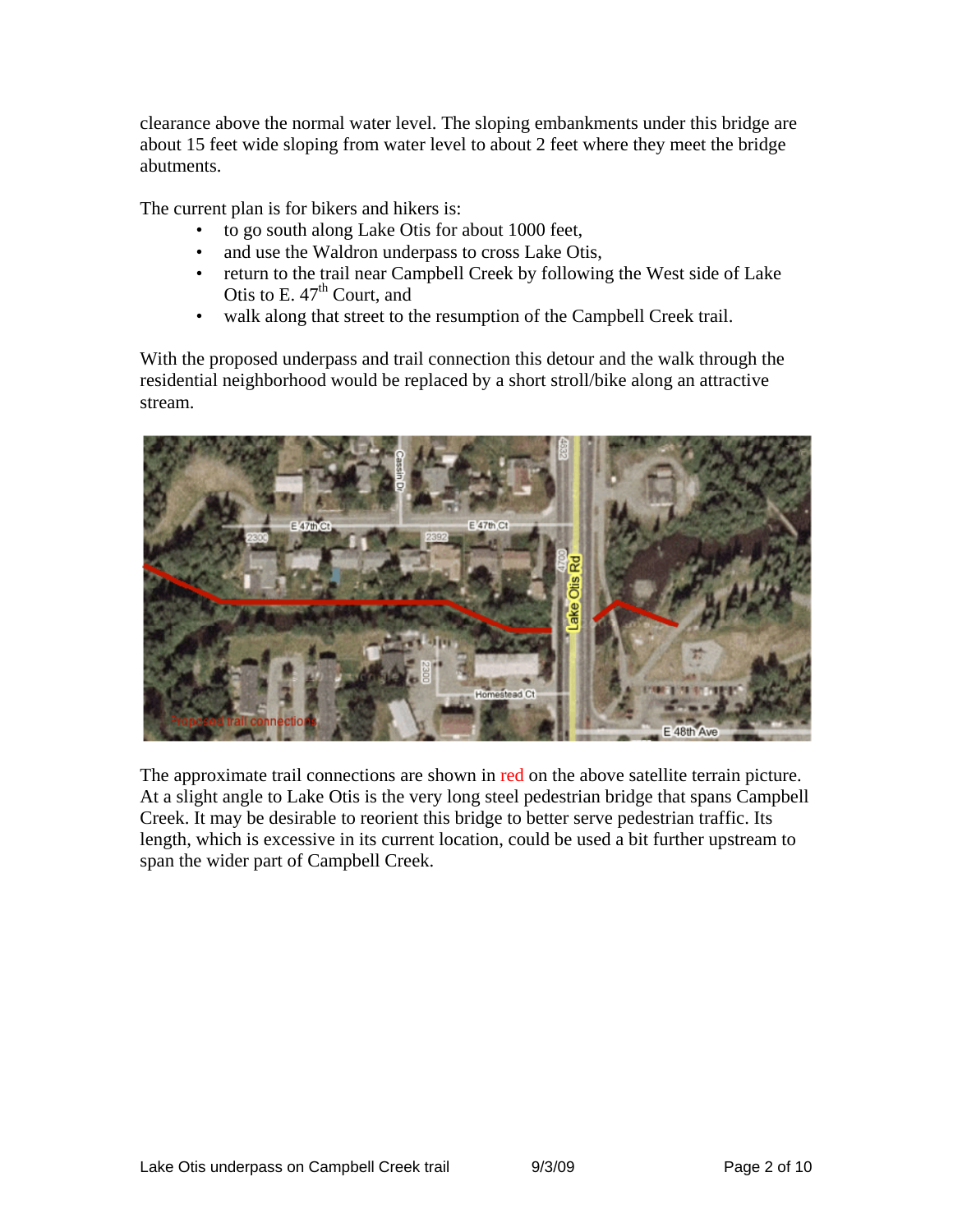clearance above the normal water level. The sloping embankments under this bridge are about 15 feet wide sloping from water level to about 2 feet where they meet the bridge abutments.

The current plan is for bikers and hikers is:

- to go south along Lake Otis for about 1000 feet,
- and use the Waldron underpass to cross Lake Otis,
- return to the trail near Campbell Creek by following the West side of Lake Otis to E. 47th Court, and
- walk along that street to the resumption of the Campbell Creek trail.

With the proposed underpass and trail connection this detour and the walk through the residential neighborhood would be replaced by a short stroll/bike along an attractive stream.

The approximate trail connections are shown in red on the above satellite terrain picture. At a slight angle to Lake Otis is the very long steel pedestrian bridge that spans Campbell Creek. It may be desirable to reorient this bridge to better serve pedestrian traffic. Its length, which is excessive in its current location, could be used a bit further upstream to span the wider part of Campbell Creek.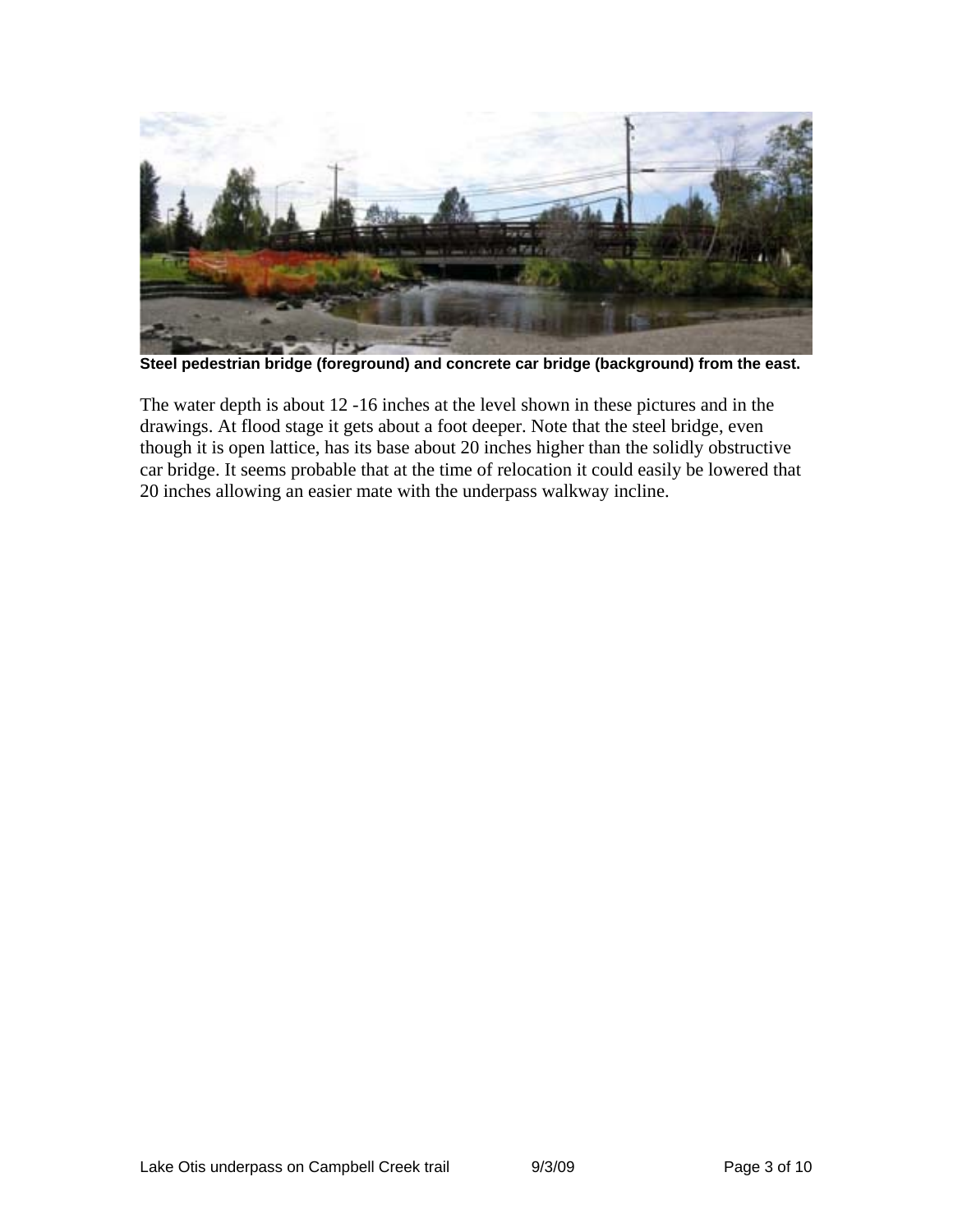**Steel pedestrian bridge (foreground) and concrete car bridge (background) from the east.**

The water depth is about 12 -16 inches at the level shown in these pictures and in the drawings. At flood stage it gets about a foot deeper. Note that the steel bridge, even though it is open lattice, has its base about 20 inches higher than the solidly obstructive car bridge. It seems probable that at the time of relocation it could easily be lowered that 20 inches allowing an easier mate with the underpass walkway incline.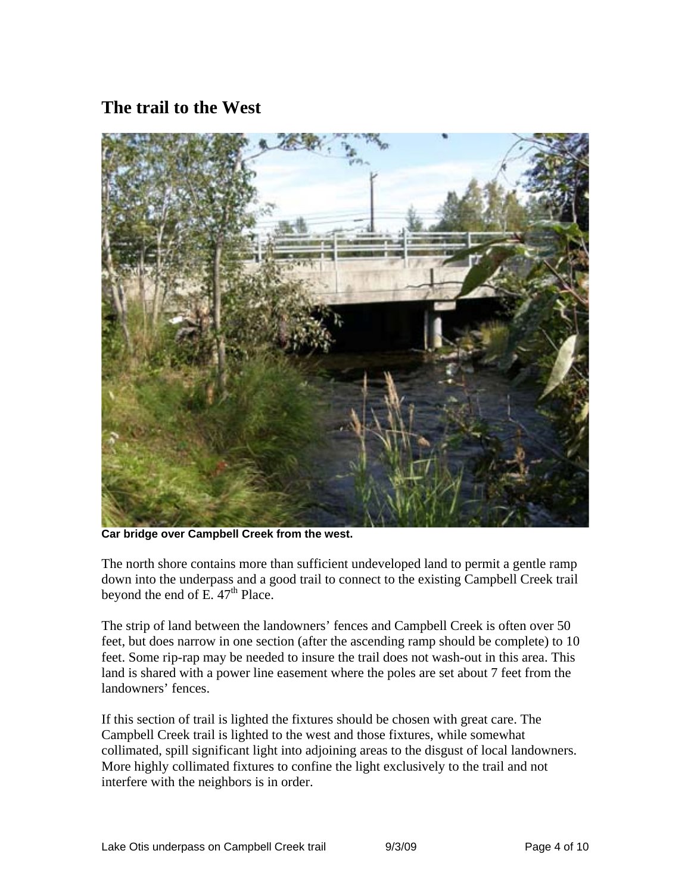## The trail to the West

Car bridge over Campbell Creek from the west.

The north shore contains more than sufficient undeveloped land to permit a gentle ramp down into the underpass and a good trail to connect to the existing Campbell Creek trail beyond the end of E. 47th Place.

The strip of land between the landowners' fences and Campbell Creek is often over 50 feet, but does narrow in one section (after the ascending ramp should be complete) to 10 feet. Some rip-rap may be needed to insure the trail does not wash-out in this area. This land is shared with a power line easement where the poles are set about 7 feet from the landowners' fences.

If this section of trail is lighted the fixtures should be chosen with great care. The Campbell Creek trail is lighted to the west and those fixtures, while somewhat collimated, spill significant light into adjoining areas to the disgust of local landowners. More highly collimated fixtures to confine the light exclusively to the trail and not interfere with the neighbors is in order.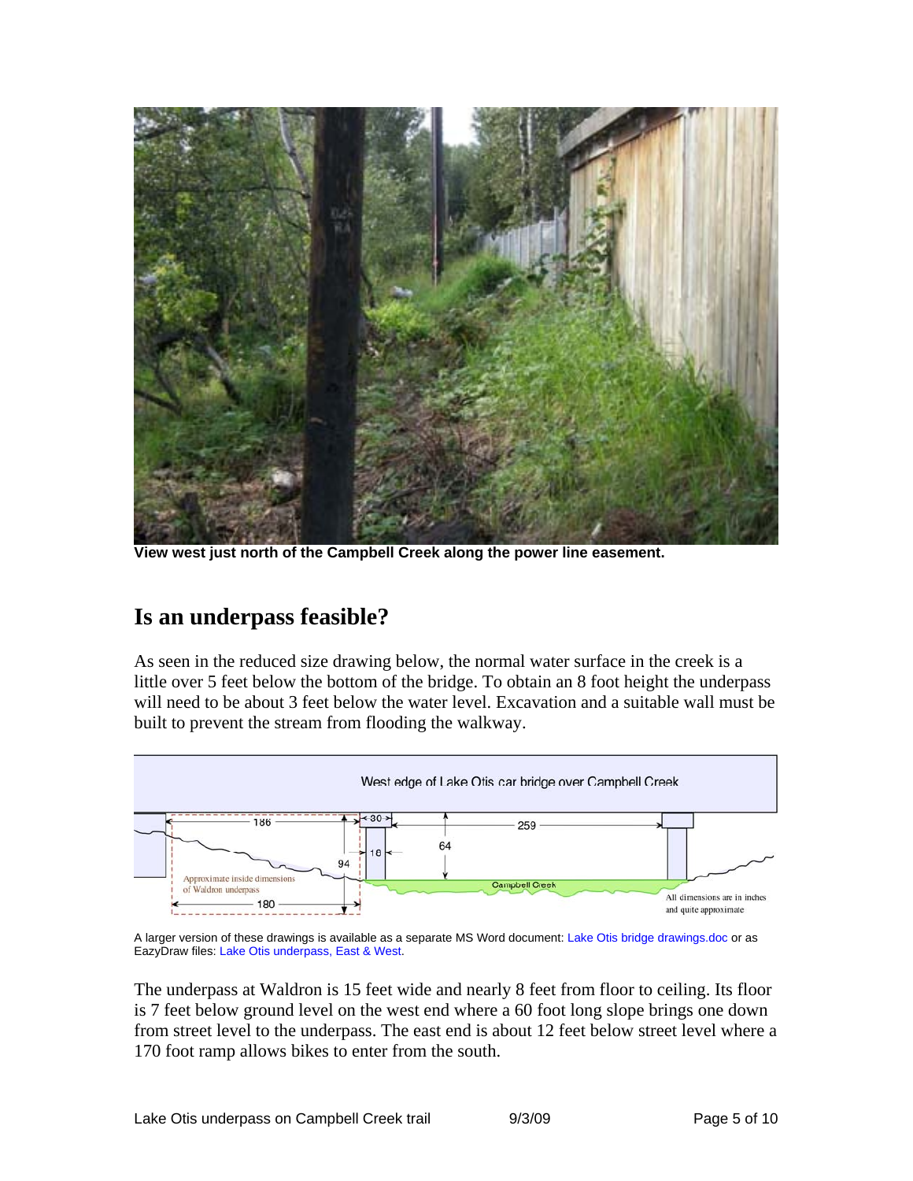**View west just north of the Campbell Creek along the power line easement.**

## Is an underpass feasible?

As seen in the reduced size drawing below, the normal water surface in the creek is a little over 5 feet below the bottom of the bridge. To obtain an 8 foot height the underpass will need to be about 3 feet below the water level. Excavation and a suitable wall must be built to prevent the stream from flooding the walkway.

A larger version of these drawings is available as a separate MS Word document: Lake Otis bridge drawings.doc or as EazyDraw files: Lake Otis underpass, East & West.

The underpass at Waldron is 15 feet wide and nearly 8 feet from floor to ceiling. Its floor is 7 feet below ground level on the west end where a 60 foot long slope brings one down from street level to the underpass. The east end is about 12 feet below street level where a 170 foot ramp allows bikes to enter from the south.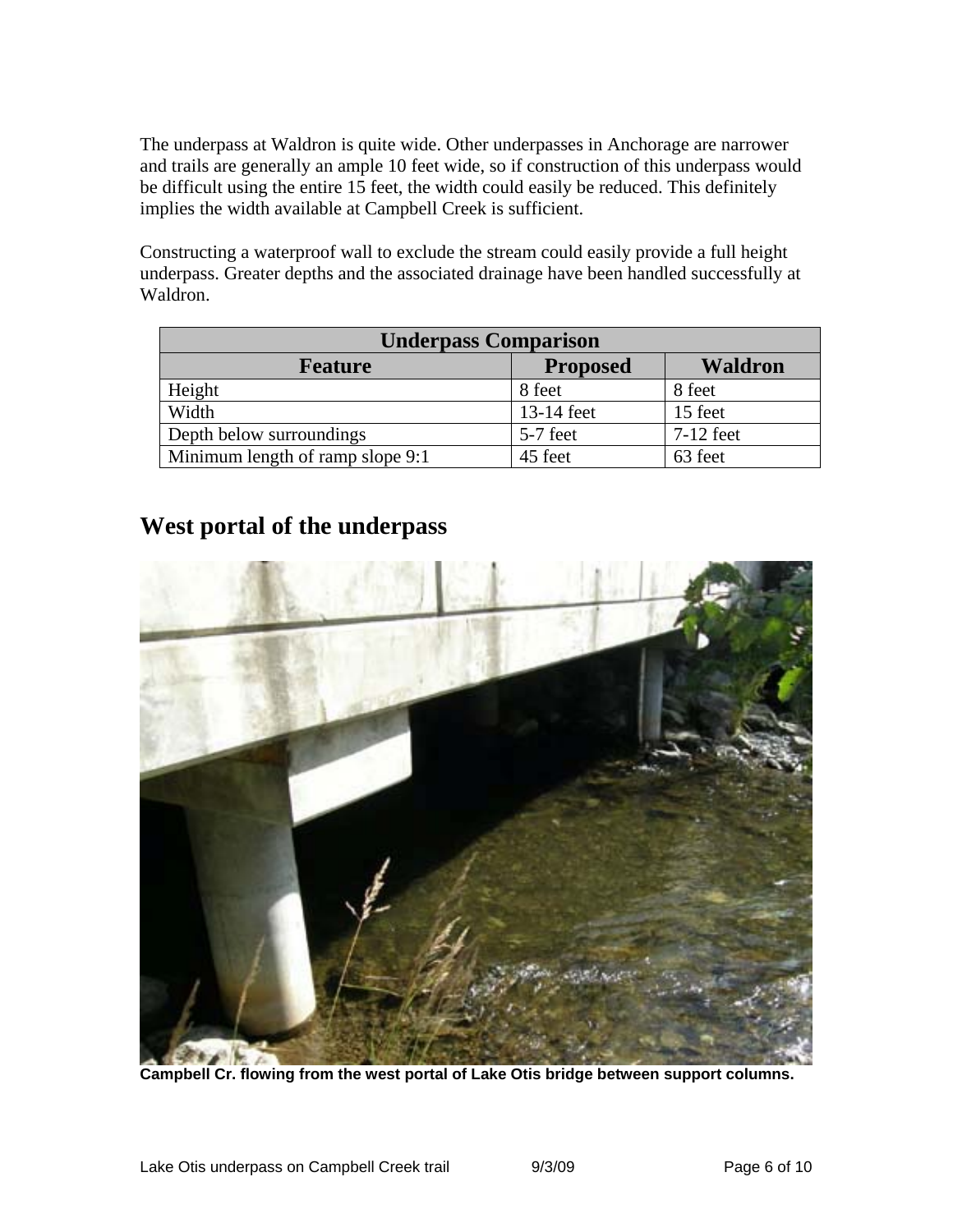The underpass at Waldron is quite wide. Other underpasses in Anchorage are narrower and trails are generally an ample 10 feet wide, so if construction of this underpass would be difficult using the entire 15 feet, the width could easily be reduced. This definitely implies the width available at Campbell Creek is sufficient.

Constructing a waterproof wall to exclude the stream could easily provide a full height underpass. Greater depths and the associated drainage have been handled successfully at Waldron.

| **Underpass Comparison** | | |
|---|---|---|
| **Feature** | **Proposed** | **Waldron** |
| Height | 8 feet | 8 feet |
| Width | 13-14 feet | 15 feet |
| Depth below surroundings | 5-7 feet | 7-12 feet |
| Minimum length of ramp slope 9:1 | 45 feet | 63 feet |

## West portal of the underpass

**Campbell Cr. flowing from the west portal of Lake Otis bridge between support columns.**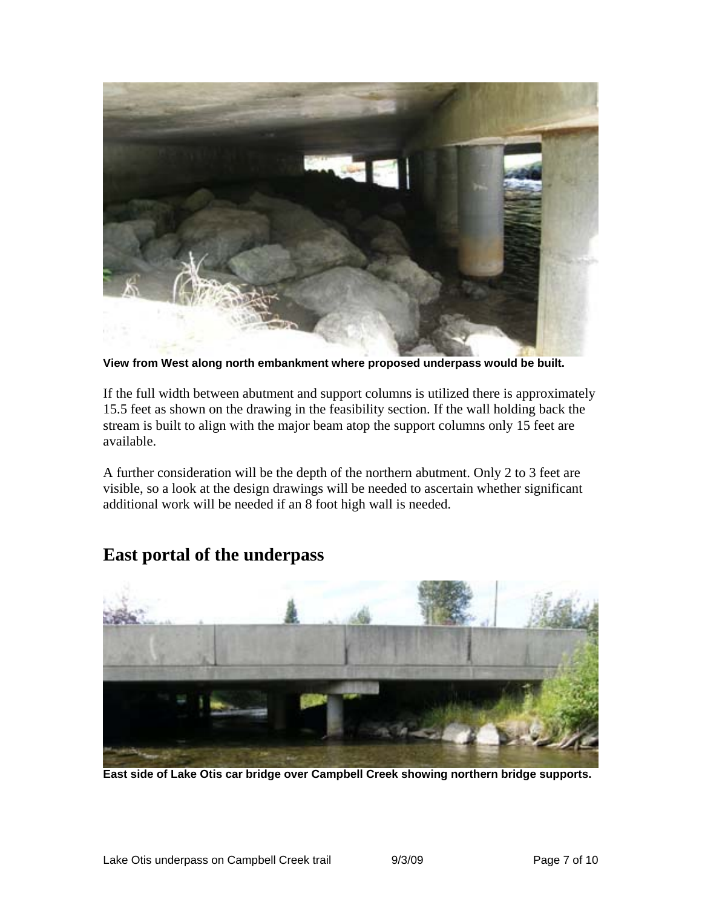**View from West along north embankment where proposed underpass would be built.**

If the full width between abutment and support columns is utilized there is approximately 15.5 feet as shown on the drawing in the feasibility section. If the wall holding back the stream is built to align with the major beam atop the support columns only 15 feet are available.

A further consideration will be the depth of the northern abutment. Only 2 to 3 feet are visible, so a look at the design drawings will be needed to ascertain whether significant additional work will be needed if an 8 foot high wall is needed.

## East portal of the underpass

**East side of Lake Otis car bridge over Campbell Creek showing northern bridge supports.**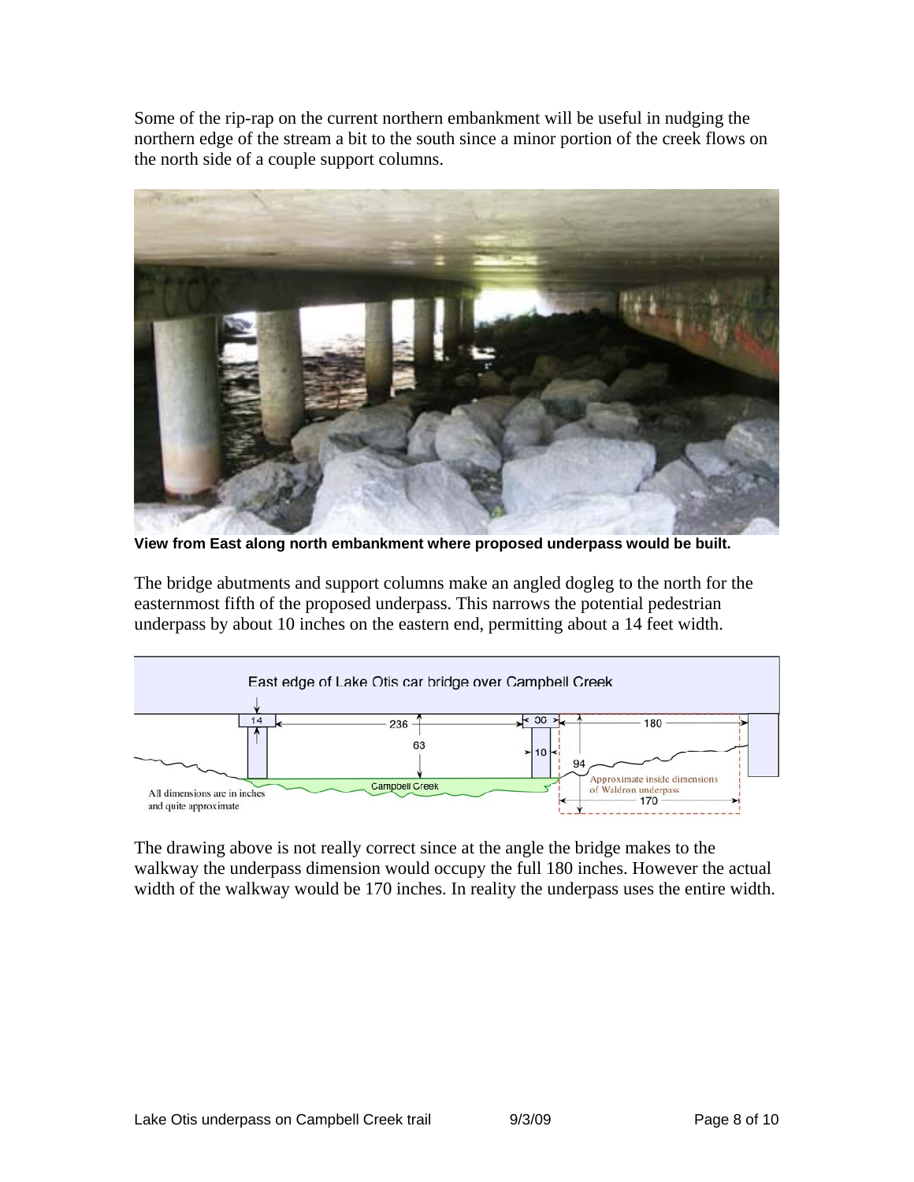Some of the rip-rap on the current northern embankment will be useful in nudging the northern edge of the stream a bit to the south since a minor portion of the creek flows on the north side of a couple support columns.

**View from East along north embankment where proposed underpass would be built.**

The bridge abutments and support columns make an angled dogleg to the north for the easternmost fifth of the proposed underpass. This narrows the potential pedestrian underpass by about 10 inches on the eastern end, permitting about a 14 feet width.

The drawing above is not really correct since at the angle the bridge makes to the walkway the underpass dimension would occupy the full 180 inches. However the actual width of the walkway would be 170 inches. In reality the underpass uses the entire width.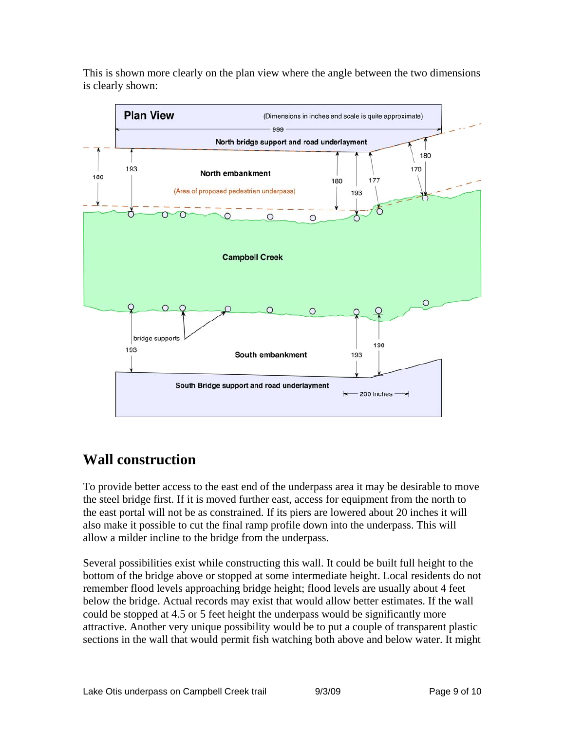This is shown more clearly on the plan view where the angle between the two dimensions is clearly shown:

## Wall construction

To provide better access to the east end of the underpass area it may be desirable to move the steel bridge first. If it is moved further east, access for equipment from the north to the east portal will not be as constrained. If its piers are lowered about 20 inches it will also make it possible to cut the final ramp profile down into the underpass. This will allow a milder incline to the bridge from the underpass.

Several possibilities exist while constructing this wall. It could be built full height to the bottom of the bridge above or stopped at some intermediate height. Local residents do not remember flood levels approaching bridge height; flood levels are usually about 4 feet below the bridge. Actual records may exist that would allow better estimates. If the wall could be stopped at 4.5 or 5 feet height the underpass would be significantly more attractive. Another very unique possibility would be to put a couple of transparent plastic sections in the wall that would permit fish watching both above and below water. It might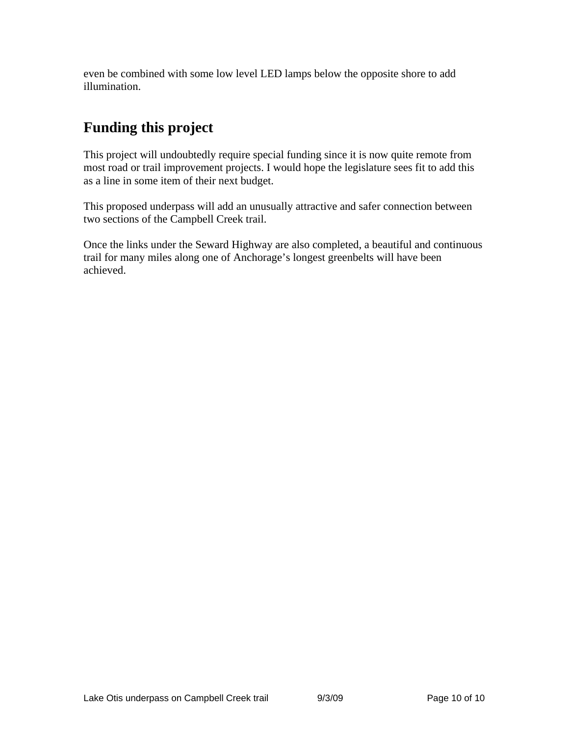even be combined with some low level LED lamps below the opposite shore to add illumination.

## Funding this project

This project will undoubtedly require special funding since it is now quite remote from most road or trail improvement projects. I would hope the legislature sees fit to add this as a line in some item of their next budget.

This proposed underpass will add an unusually attractive and safer connection between two sections of the Campbell Creek trail.

Once the links under the Seward Highway are also completed, a beautiful and continuous trail for many miles along one of Anchorage's longest greenbelts will have been achieved.